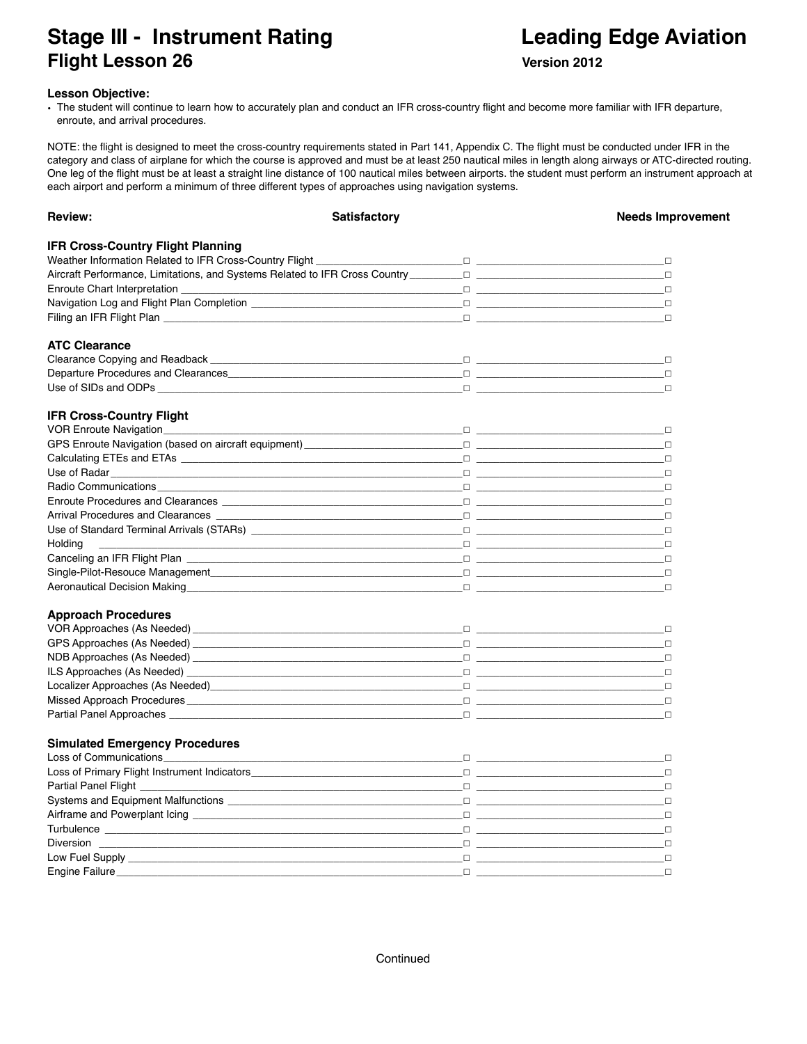# Stage III - Instrument Rating

**Leading Edge Aviation**

## Flight Lesson 26

**Version 2012**

**Lesson Objective:**

- The student will continue to learn how to accurately plan and conduct an IFR cross-country flight and become more familiar with IFR departure, enroute, and arrival procedures.

NOTE: the flight is designed to meet the cross-country requirements stated in Part 141, Appendix C. The flight must be conducted under IFR in the category and class of airplane for which the course is approved and must be at least 250 nautical miles in length along airways or ATC-directed routing. One leg of the flight must be at least a straight line distance of 100 nautical miles between airports. the student must perform an instrument approach at each airport and perform a minimum of three different types of approaches using navigation systems.

| Review: | Satisfactory | Needs Improvement |
|---|---|---|
| **IFR Cross-Country Flight Planning** | | |
| Weather Information Related to IFR Cross-Country Flight | □ | □ |
| Aircraft Performance, Limitations, and Systems Related to IFR Cross Country | □ | □ |
| Enroute Chart Interpretation | □ | □ |
| Navigation Log and Flight Plan Completion | □ | □ |
| Filing an IFR Flight Plan | □ | □ |
| **ATC Clearance** | | |
| Clearance Copying and Readback | □ | □ |
| Departure Procedures and Clearances | □ | □ |
| Use of SIDs and ODPs | □ | □ |
| **IFR Cross-Country Flight** | | |
| VOR Enroute Navigation | □ | □ |
| GPS Enroute Navigation (based on aircraft equipment) | □ | □ |
| Calculating ETEs and ETAs | □ | □ |
| Use of Radar | □ | □ |
| Radio Communications | □ | □ |
| Enroute Procedures and Clearances | □ | □ |
| Arrival Procedures and Clearances | □ | □ |
| Use of Standard Terminal Arrivals (STARs) | □ | □ |
| Holding | □ | □ |
| Canceling an IFR Flight Plan | □ | □ |
| Single-Pilot-Resouce Management | □ | □ |
| Aeronautical Decision Making | □ | □ |
| **Approach Procedures** | | |
| VOR Approaches (As Needed) | □ | □ |
| GPS Approaches (As Needed) | □ | □ |
| NDB Approaches (As Needed) | □ | □ |
| ILS Approaches (As Needed) | □ | □ |
| Localizer Approaches (As Needed) | □ | □ |
| Missed Approach Procedures | □ | □ |
| Partial Panel Approaches | □ | □ |
| **Simulated Emergency Procedures** | | |
| Loss of Communications | □ | □ |
| Loss of Primary Flight Instrument Indicators | □ | □ |
| Partial Panel Flight | □ | □ |
| Systems and Equipment Malfunctions | □ | □ |
| Airframe and Powerplant Icing | □ | □ |
| Turbulence | □ | □ |
| Diversion | □ | □ |
| Low Fuel Supply | □ | □ |
| Engine Failure | □ | □ |

Continued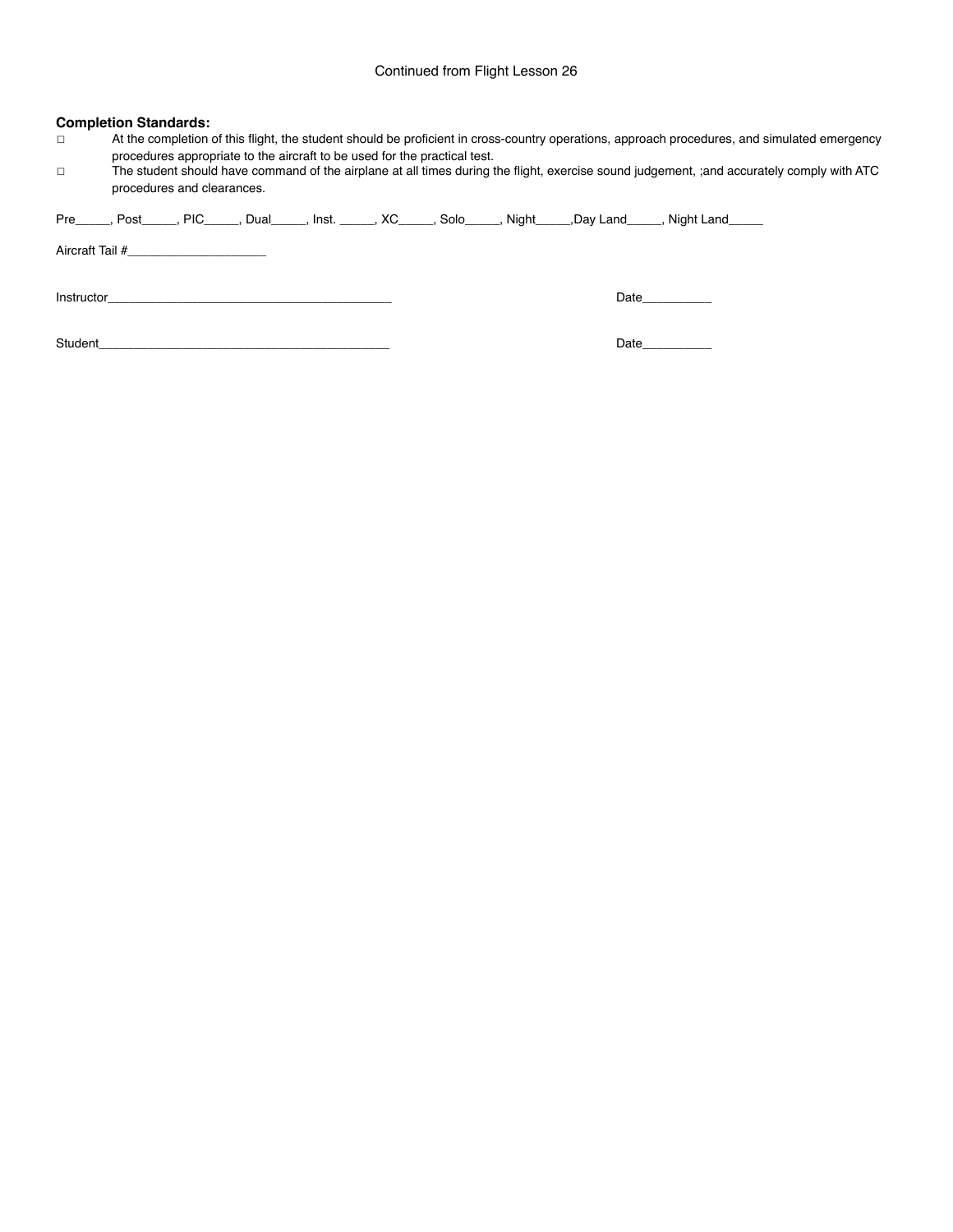Continued from Flight Lesson 26

**Completion Standards:**

- ☐ At the completion of this flight, the student should be proficient in cross-country operations, approach procedures, and simulated emergency procedures appropriate to the aircraft to be used for the practical test.
- ☐ The student should have command of the airplane at all times during the flight, exercise sound judgement, ;and accurately comply with ATC procedures and clearances.

Pre_____, Post_____, PIC_____, Dual_____, Inst. _____, XC_____, Solo_____, Night_____,Day Land_____, Night Land_____

Aircraft Tail #____________________

Instructor_________________________________________ Date__________

Student__________________________________________ Date__________